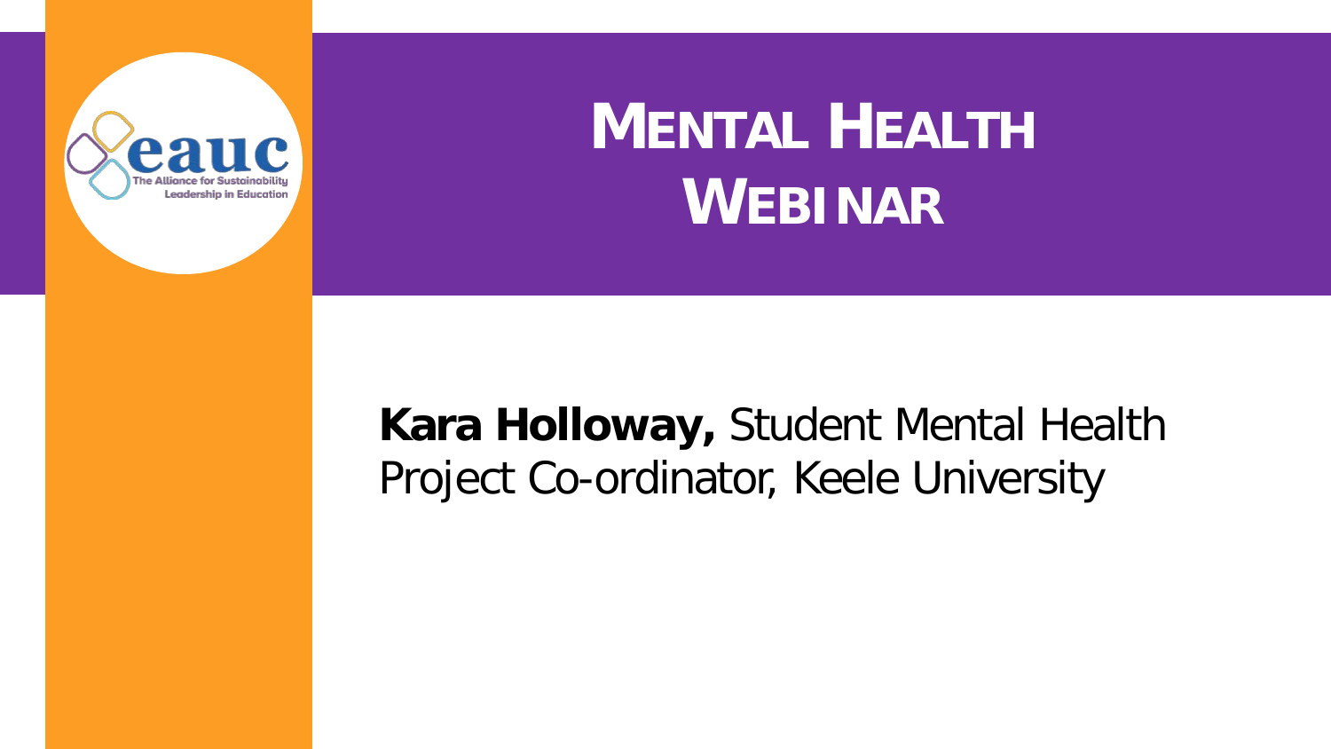# Mental Health Webinar

**Kara Holloway,** Student Mental Health Project Co-ordinator, Keele University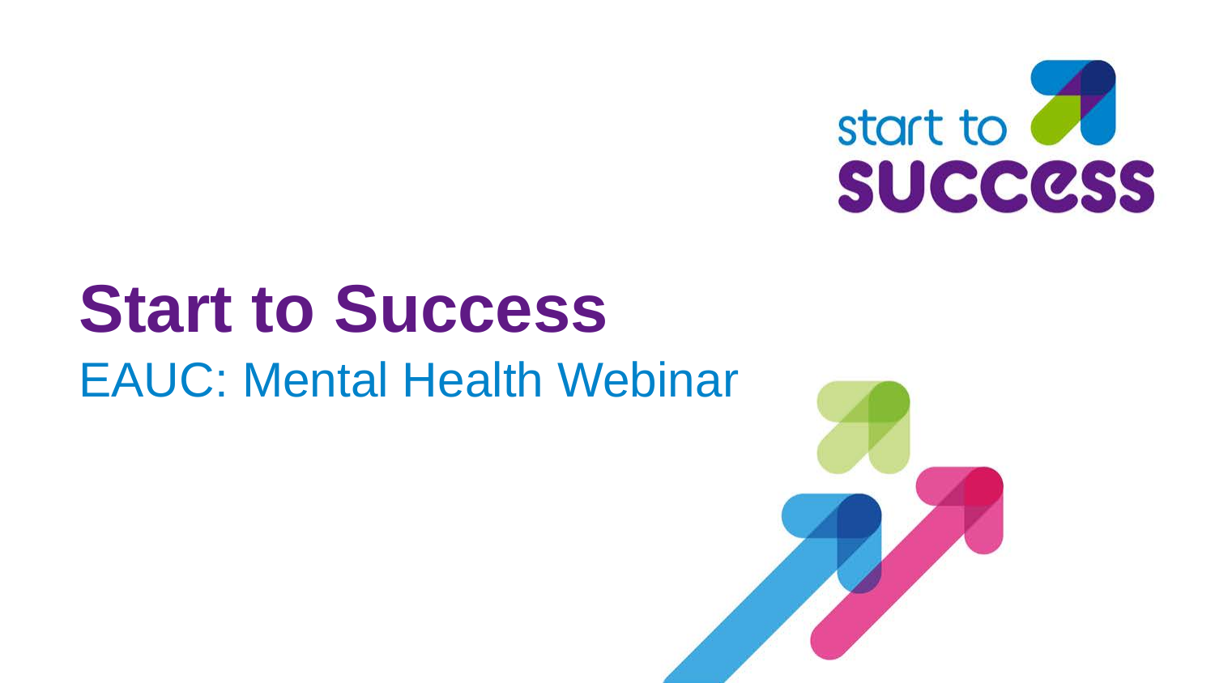# Start to Success

EAUC: Mental Health Webinar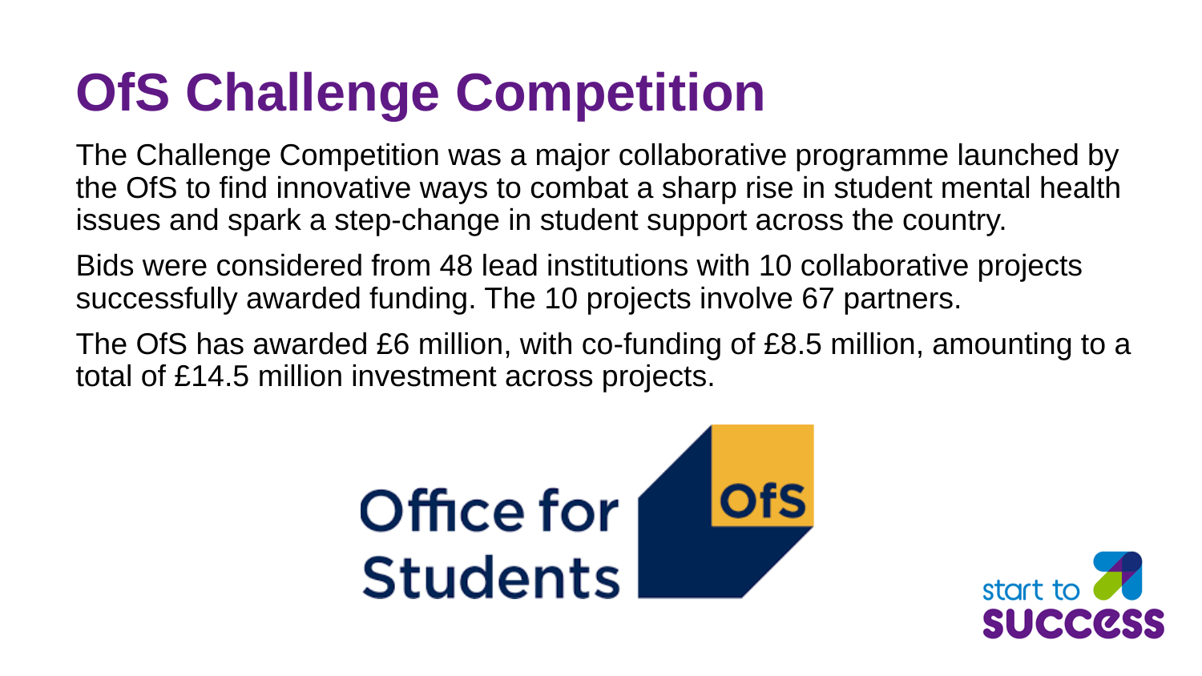# OfS Challenge Competition

The Challenge Competition was a major collaborative programme launched by the OfS to find innovative ways to combat a sharp rise in student mental health issues and spark a step-change in student support across the country.

Bids were considered from 48 lead institutions with 10 collaborative projects successfully awarded funding. The 10 projects involve 67 partners.

The OfS has awarded £6 million, with co-funding of £8.5 million, amounting to a total of £14.5 million investment across projects.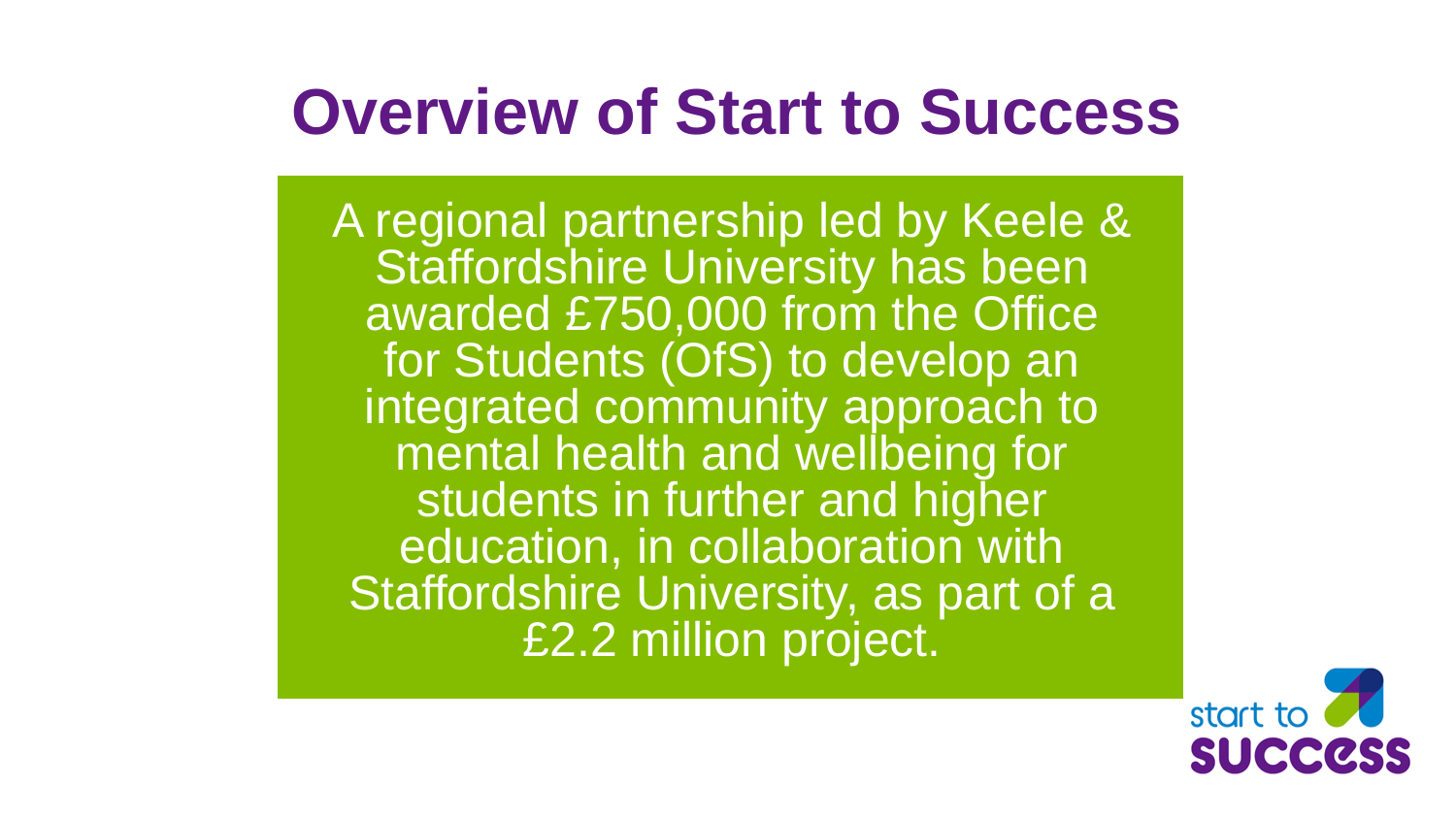# Overview of Start to Success

A regional partnership led by Keele & Staffordshire University has been awarded £750,000 from the Office for Students (OfS) to develop an integrated community approach to mental health and wellbeing for students in further and higher education, in collaboration with Staffordshire University, as part of a £2.2 million project.

start to SUCCESS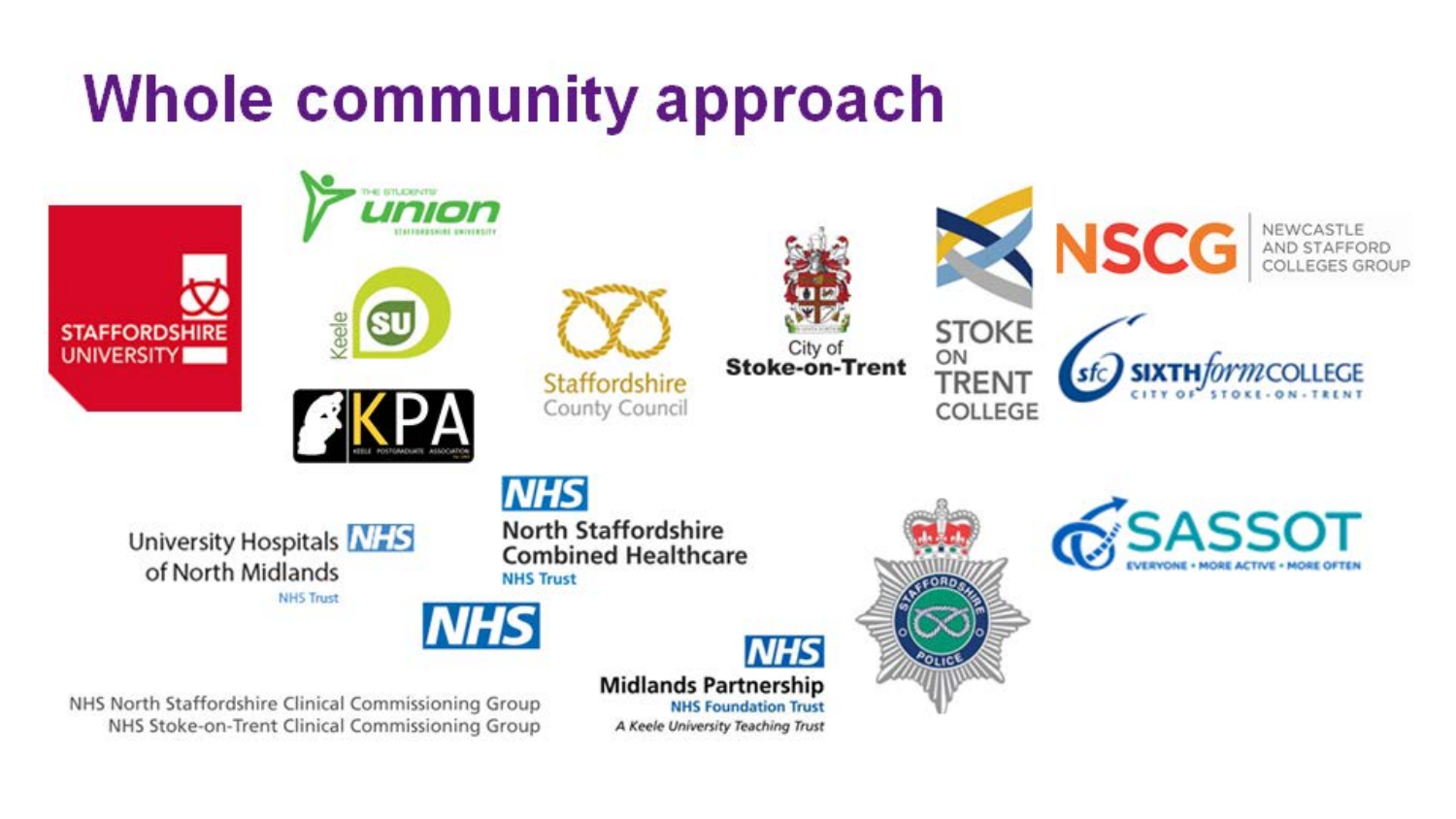# Whole community approach

STAFFORDSHIRE UNIVERSITY

THE STUDENTS' union STAFFORDSHIRE UNIVERSITY

Keele SU

KPA KEELE POSTGRADUATE ASSOCIATION

Staffordshire County Council

City of Stoke-on-Trent

STOKE ON TRENT COLLEGE

NSCG NEWCASTLE AND STAFFORD COLLEGES GROUP

sfc SIXTHformCOLLEGE CITY OF STOKE-ON-TRENT

University Hospitals of North Midlands NHS Trust

NHS North Staffordshire Combined Healthcare NHS Trust

NHS

NHS North Staffordshire Clinical Commissioning Group
NHS Stoke-on-Trent Clinical Commissioning Group

NHS Midlands Partnership NHS Foundation Trust
*A Keele University Teaching Trust*

STAFFORDSHIRE POLICE

SASSOT EVERYONE • MORE ACTIVE • MORE OFTEN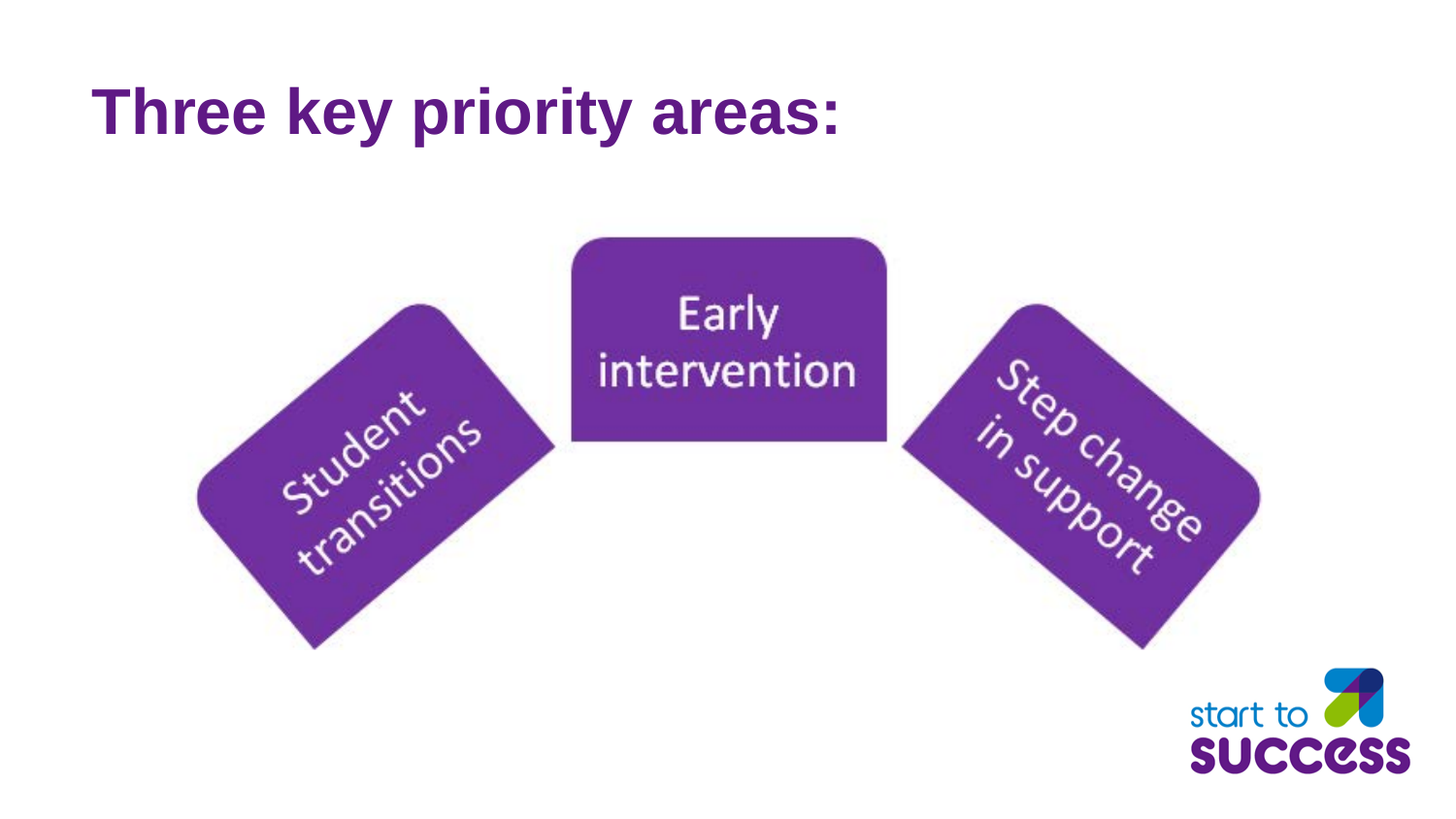# Three key priority areas:

- Student transitions
- Early intervention
- Step change in support

start to SUCCESS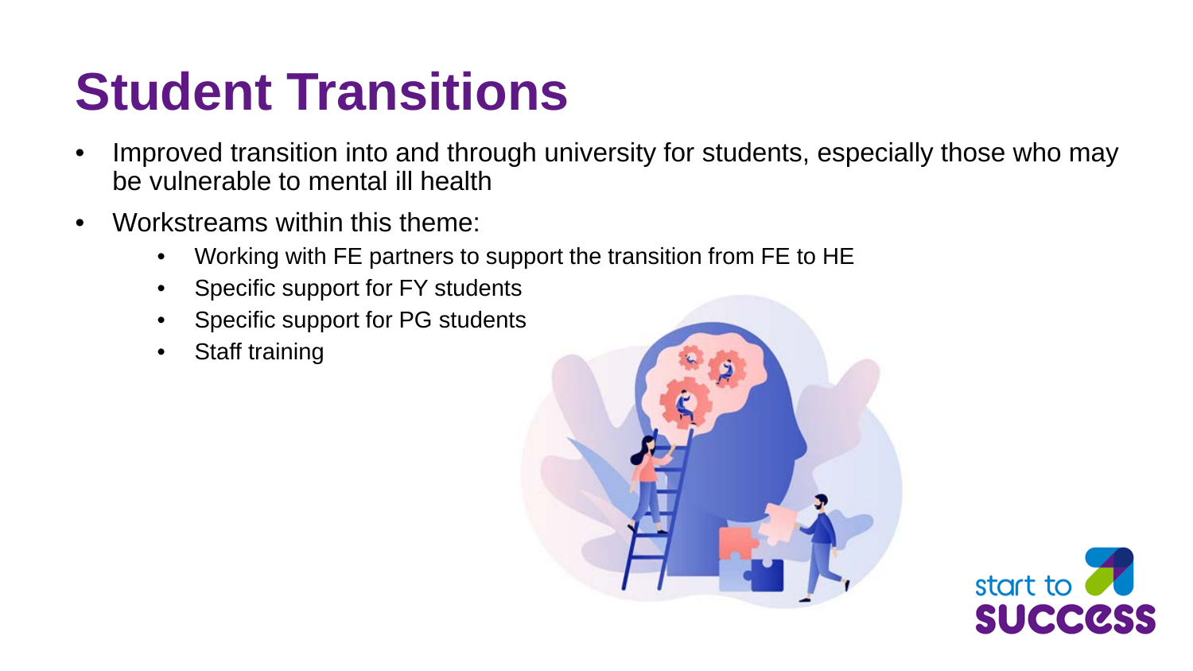# Student Transitions

- Improved transition into and through university for students, especially those who may be vulnerable to mental ill health
- Workstreams within this theme:
  - Working with FE partners to support the transition from FE to HE
  - Specific support for FY students
  - Specific support for PG students
  - Staff training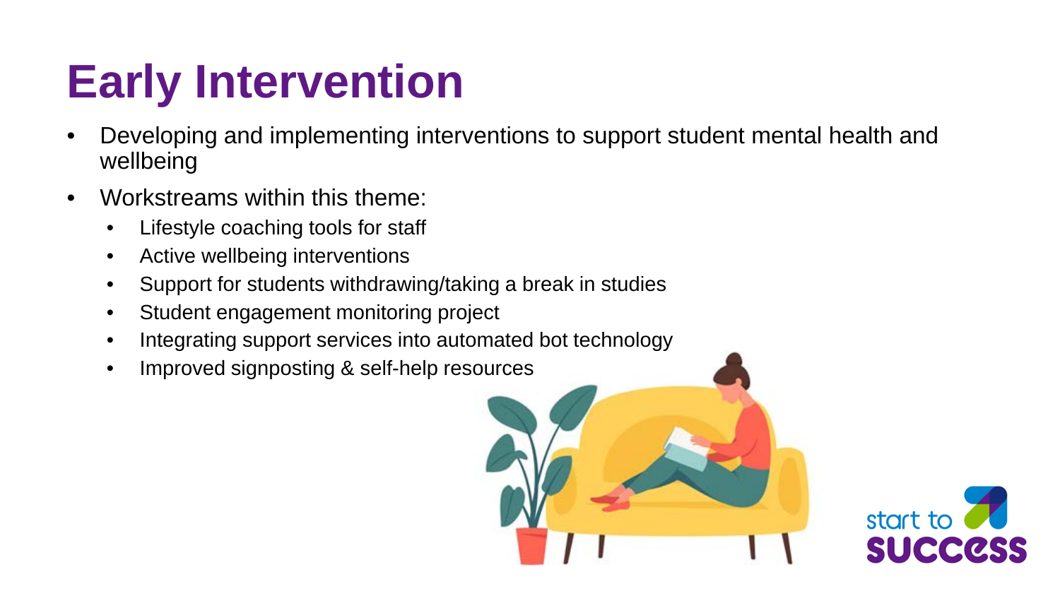# Early Intervention

- Developing and implementing interventions to support student mental health and wellbeing
- Workstreams within this theme:
  - Lifestyle coaching tools for staff
  - Active wellbeing interventions
  - Support for students withdrawing/taking a break in studies
  - Student engagement monitoring project
  - Integrating support services into automated bot technology
  - Improved signposting & self-help resources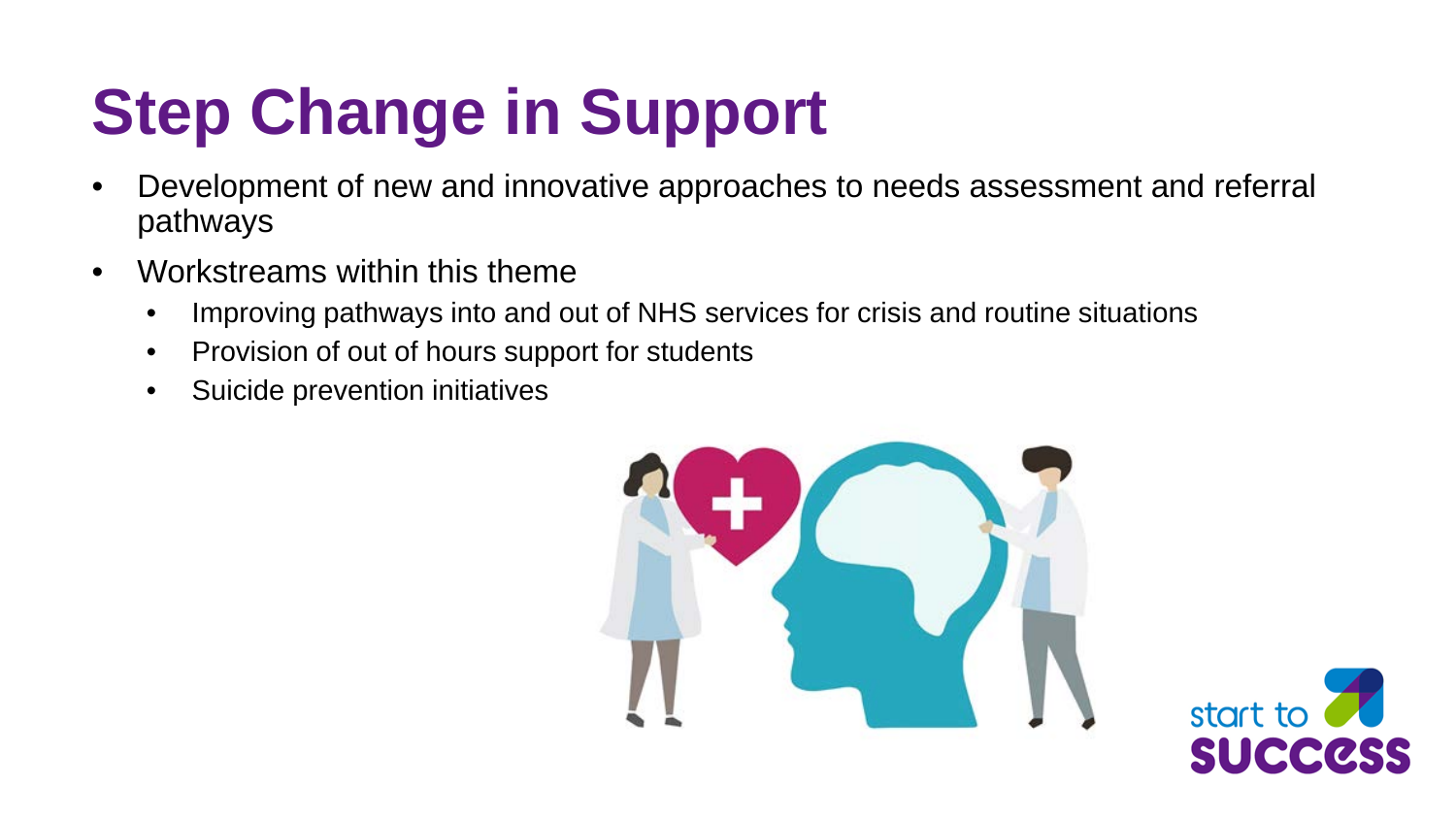# Step Change in Support

- Development of new and innovative approaches to needs assessment and referral pathways
- Workstreams within this theme
  - Improving pathways into and out of NHS services for crisis and routine situations
  - Provision of out of hours support for students
  - Suicide prevention initiatives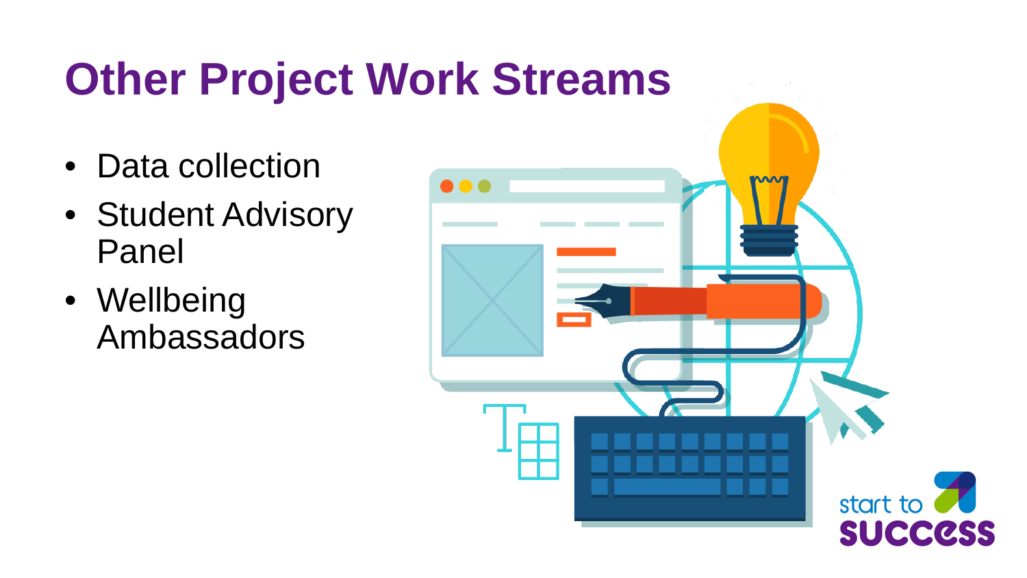# Other Project Work Streams

- Data collection
- Student Advisory Panel
- Wellbeing Ambassadors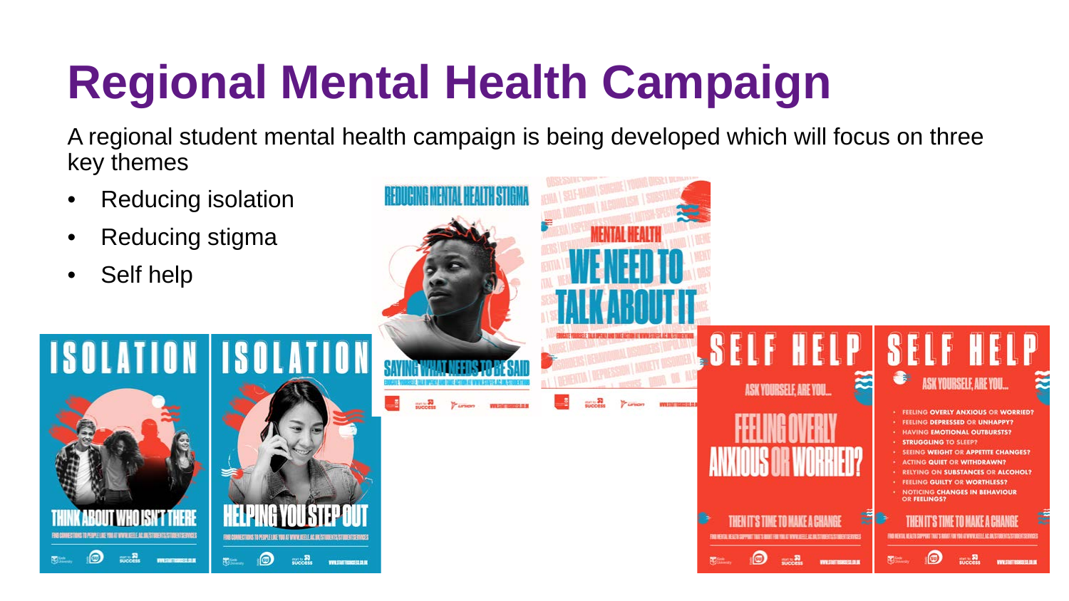# Regional Mental Health Campaign

A regional student mental health campaign is being developed which will focus on three key themes

- Reducing isolation
- Reducing stigma
- Self help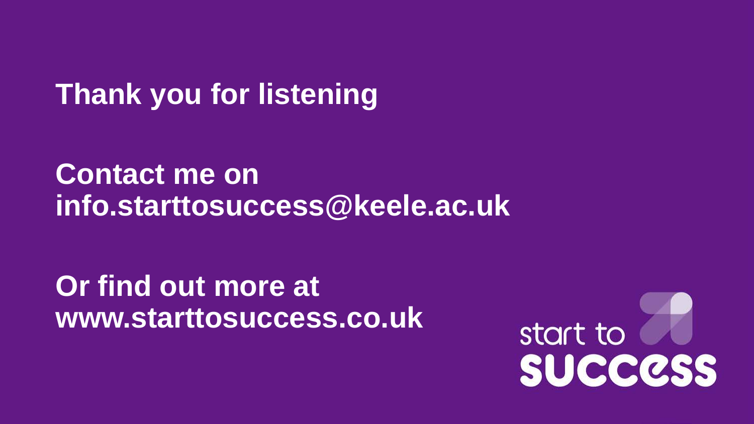**Thank you for listening**

**Contact me on**
**info.starttosuccess@keele.ac.uk**

**Or find out more at**
**www.starttosuccess.co.uk**

start to
SUCCESS